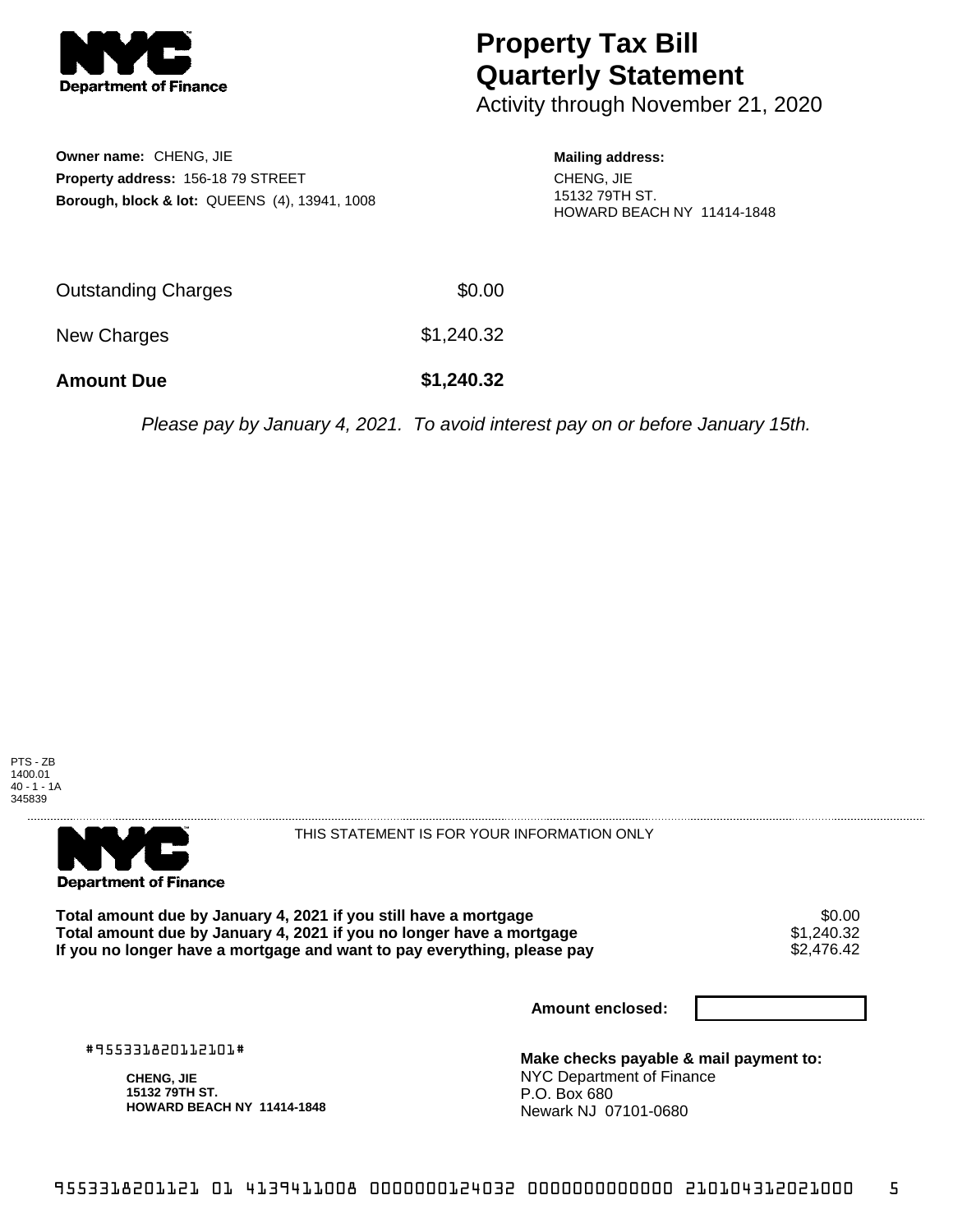# Property Tax Bill Quarterly Statement

Activity through November 21, 2020

**Owner name:** CHENG, JIE
**Property address:** 156-18 79 STREET
**Borough, block & lot:** QUEENS (4), 13941, 1008

**Mailing address:**
CHENG, JIE
15132 79TH ST.
HOWARD BEACH NY 11414-1848

| | |
|---|---|
| Outstanding Charges | $0.00 |
| New Charges | $1,240.32 |
| **Amount Due** | **$1,240.32** |

*Please pay by January 4, 2021. To avoid interest pay on or before January 15th.*

PTS - ZB
1400.01
40 - 1 - 1A
345839

THIS STATEMENT IS FOR YOUR INFORMATION ONLY

| | |
|---|---|
| **Total amount due by January 4, 2021 if you still have a mortgage** | $0.00 |
| **Total amount due by January 4, 2021 if you no longer have a mortgage** | $1,240.32 |
| **If you no longer have a mortgage and want to pay everything, please pay** | $2,476.42 |

**Amount enclosed:**

#955331820112101#

**CHENG, JIE**
**15132 79TH ST.**
**HOWARD BEACH NY 11414-1848**

**Make checks payable & mail payment to:**
NYC Department of Finance
P.O. Box 680
Newark NJ 07101-0680

9553318201121 01 4139411008 0000000124032 0000000000000 210104312021000 5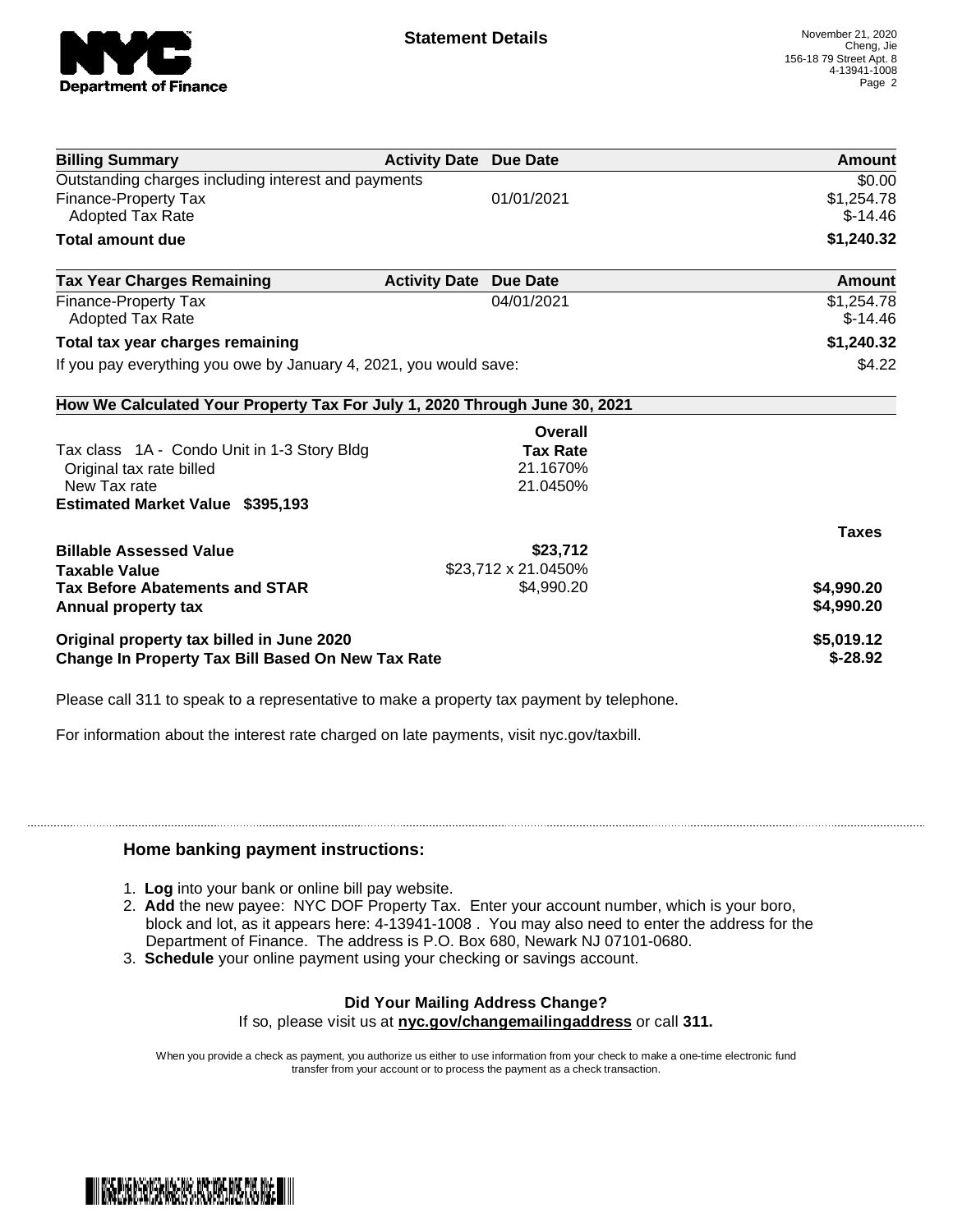## Statement Details

November 21, 2020
Cheng, Jie
156-18 79 Street Apt. 8
4-13941-1008

| Billing Summary | Activity Date | Due Date | Amount |
| --- | --- | --- | --- |
| Outstanding charges including interest and payments | | | $0.00 |
| Finance-Property Tax | | 01/01/2021 | $1,254.78 |
| Adopted Tax Rate | | | $-14.46 |
| **Total amount due** | | | **$1,240.32** |

| Tax Year Charges Remaining | Activity Date | Due Date | Amount |
| --- | --- | --- | --- |
| Finance-Property Tax | | 04/01/2021 | $1,254.78 |
| Adopted Tax Rate | | | $-14.46 |
| **Total tax year charges remaining** | | | **$1,240.32** |
| If you pay everything you owe by January 4, 2021, you would save: | | | $4.22 |

### How We Calculated Your Property Tax For July 1, 2020 Through June 30, 2021

| | Overall Tax Rate | Taxes |
| --- | --- | --- |
| Tax class 1A - Condo Unit in 1-3 Story Bldg | | |
| Original tax rate billed | 21.1670% | |
| New Tax rate | 21.0450% | |
| **Estimated Market Value $395,193** | | |
| **Billable Assessed Value** | **$23,712** | |
| **Taxable Value** | $23,712 x 21.0450% | |
| **Tax Before Abatements and STAR** | $4,990.20 | **$4,990.20** |
| **Annual property tax** | | **$4,990.20** |
| **Original property tax billed in June 2020** | | **$5,019.12** |
| **Change In Property Tax Bill Based On New Tax Rate** | | **$-28.92** |

Please call 311 to speak to a representative to make a property tax payment by telephone.

For information about the interest rate charged on late payments, visit nyc.gov/taxbill.

### Home banking payment instructions:

1. **Log** into your bank or online bill pay website.
2. **Add** the new payee: NYC DOF Property Tax. Enter your account number, which is your boro, block and lot, as it appears here: 4-13941-1008 . You may also need to enter the address for the Department of Finance. The address is P.O. Box 680, Newark NJ 07101-0680.
3. **Schedule** your online payment using your checking or savings account.

**Did Your Mailing Address Change?**
If so, please visit us at **nyc.gov/changemailingaddress** or call **311.**

When you provide a check as payment, you authorize us either to use information from your check to make a one-time electronic fund transfer from your account or to process the payment as a check transaction.